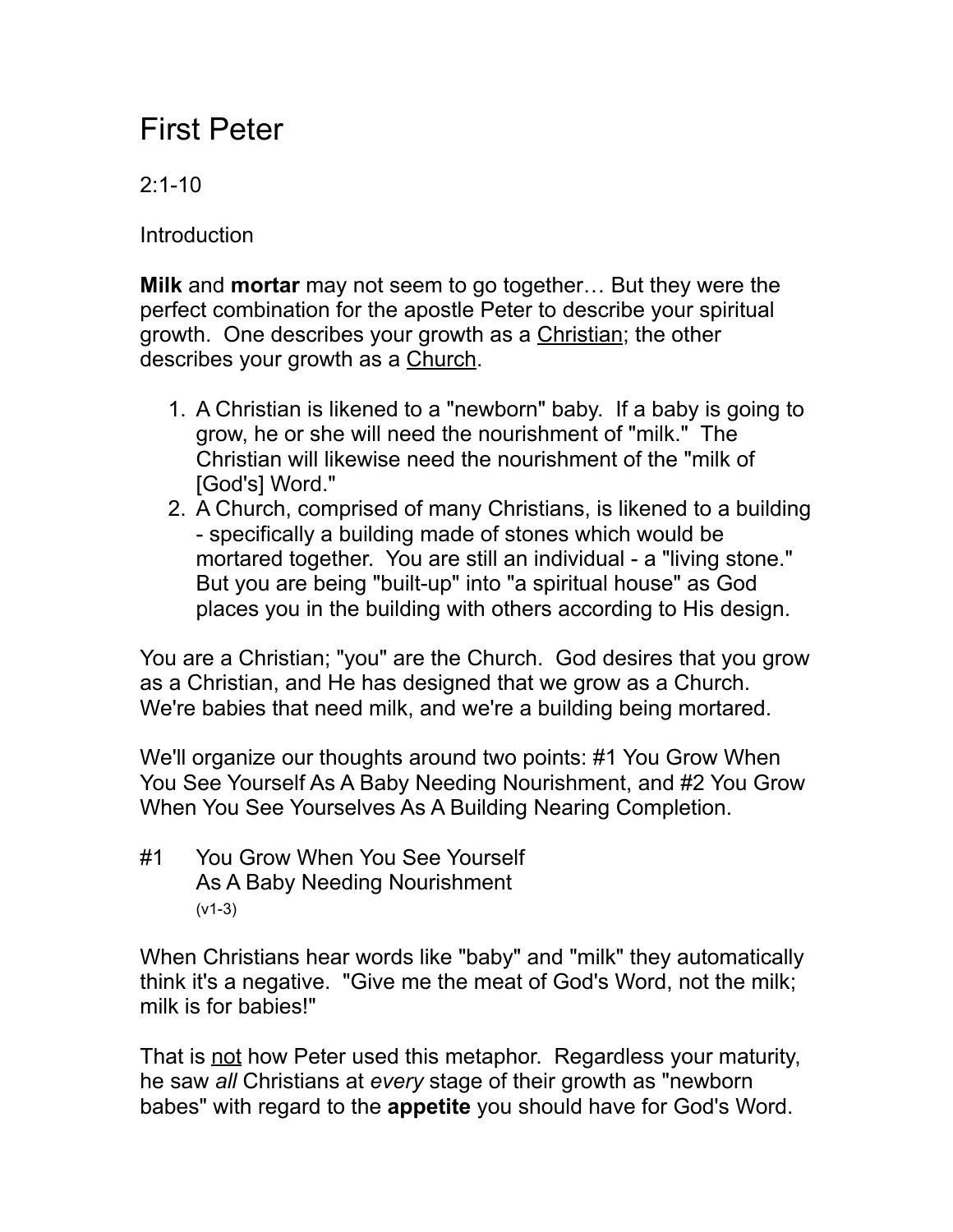# First Peter

2:1-10

Introduction

**Milk** and **mortar** may not seem to go together… But they were the perfect combination for the apostle Peter to describe your spiritual growth. One describes your growth as a <u>Christian</u>; the other describes your growth as a <u>Church</u>.

1. A Christian is likened to a "newborn" baby. If a baby is going to grow, he or she will need the nourishment of "milk." The Christian will likewise need the nourishment of the "milk of [God's] Word."
2. A Church, comprised of many Christians, is likened to a building - specifically a building made of stones which would be mortared together. You are still an individual - a "living stone." But you are being "built-up" into "a spiritual house" as God places you in the building with others according to His design.

You are a Christian; "you" are the Church. God desires that you grow as a Christian, and He has designed that we grow as a Church. We're babies that need milk, and we're a building being mortared.

We'll organize our thoughts around two points: #1 You Grow When You See Yourself As A Baby Needing Nourishment, and #2 You Grow When You See Yourselves As A Building Nearing Completion.

## #1 You Grow When You See Yourself As A Baby Needing Nourishment

(v1-3)

When Christians hear words like "baby" and "milk" they automatically think it's a negative. "Give me the meat of God's Word, not the milk; milk is for babies!"

That is <u>not</u> how Peter used this metaphor. Regardless your maturity, he saw *all* Christians at *every* stage of their growth as "newborn babes" with regard to the **appetite** you should have for God's Word.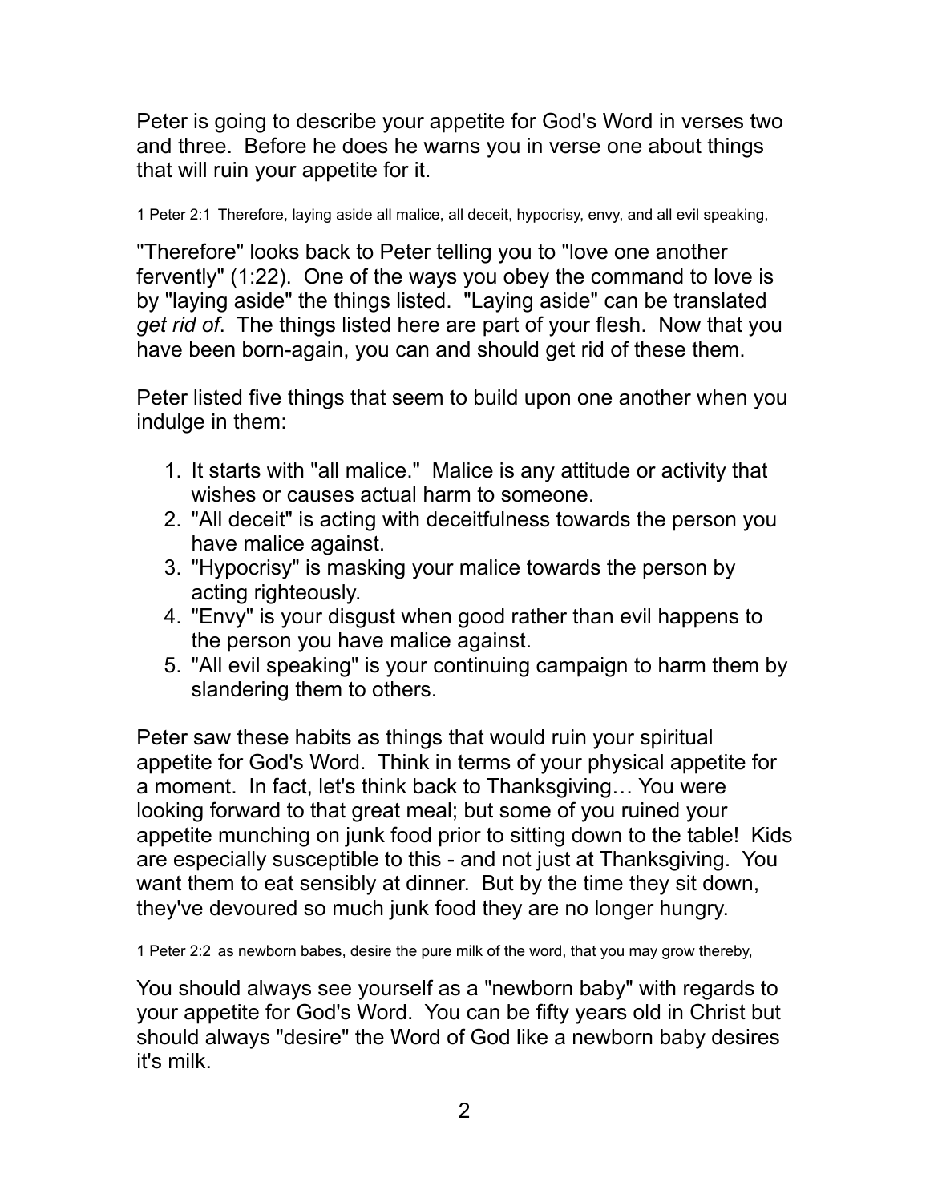Peter is going to describe your appetite for God's Word in verses two and three. Before he does he warns you in verse one about things that will ruin your appetite for it.

1 Peter 2:1 Therefore, laying aside all malice, all deceit, hypocrisy, envy, and all evil speaking,

"Therefore" looks back to Peter telling you to "love one another fervently" (1:22). One of the ways you obey the command to love is by "laying aside" the things listed. "Laying aside" can be translated *get rid of*. The things listed here are part of your flesh. Now that you have been born-again, you can and should get rid of these them.

Peter listed five things that seem to build upon one another when you indulge in them:

1. It starts with "all malice." Malice is any attitude or activity that wishes or causes actual harm to someone.
2. "All deceit" is acting with deceitfulness towards the person you have malice against.
3. "Hypocrisy" is masking your malice towards the person by acting righteously.
4. "Envy" is your disgust when good rather than evil happens to the person you have malice against.
5. "All evil speaking" is your continuing campaign to harm them by slandering them to others.

Peter saw these habits as things that would ruin your spiritual appetite for God's Word. Think in terms of your physical appetite for a moment. In fact, let's think back to Thanksgiving… You were looking forward to that great meal; but some of you ruined your appetite munching on junk food prior to sitting down to the table! Kids are especially susceptible to this - and not just at Thanksgiving. You want them to eat sensibly at dinner. But by the time they sit down, they've devoured so much junk food they are no longer hungry.

1 Peter 2:2 as newborn babes, desire the pure milk of the word, that you may grow thereby,

You should always see yourself as a "newborn baby" with regards to your appetite for God's Word. You can be fifty years old in Christ but should always "desire" the Word of God like a newborn baby desires it's milk.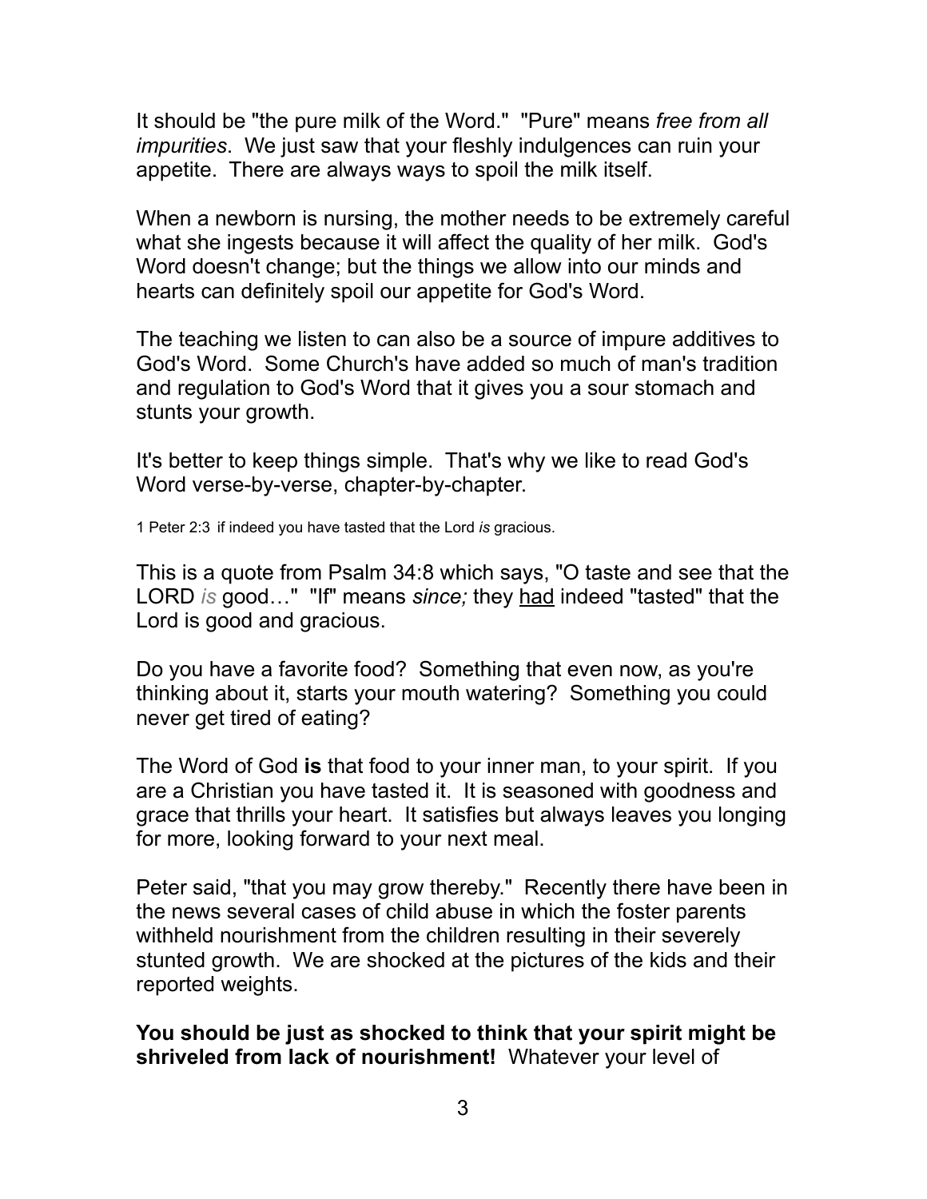It should be "the pure milk of the Word." "Pure" means *free from all impurities*. We just saw that your fleshly indulgences can ruin your appetite. There are always ways to spoil the milk itself.

When a newborn is nursing, the mother needs to be extremely careful what she ingests because it will affect the quality of her milk. God's Word doesn't change; but the things we allow into our minds and hearts can definitely spoil our appetite for God's Word.

The teaching we listen to can also be a source of impure additives to God's Word. Some Church's have added so much of man's tradition and regulation to God's Word that it gives you a sour stomach and stunts your growth.

It's better to keep things simple. That's why we like to read God's Word verse-by-verse, chapter-by-chapter.

1 Peter 2:3 if indeed you have tasted that the Lord *is* gracious.

This is a quote from Psalm 34:8 which says, "O taste and see that the LORD *is* good…" "If" means *since;* they <u>had</u> indeed "tasted" that the Lord is good and gracious.

Do you have a favorite food? Something that even now, as you're thinking about it, starts your mouth watering? Something you could never get tired of eating?

The Word of God **is** that food to your inner man, to your spirit. If you are a Christian you have tasted it. It is seasoned with goodness and grace that thrills your heart. It satisfies but always leaves you longing for more, looking forward to your next meal.

Peter said, "that you may grow thereby." Recently there have been in the news several cases of child abuse in which the foster parents withheld nourishment from the children resulting in their severely stunted growth. We are shocked at the pictures of the kids and their reported weights.

**You should be just as shocked to think that your spirit might be shriveled from lack of nourishment!** Whatever your level of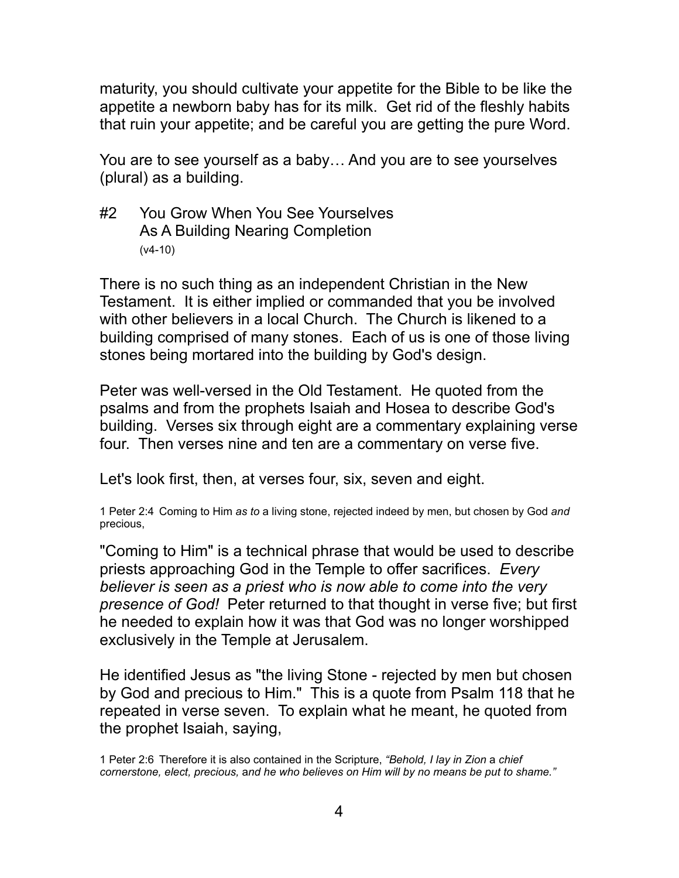maturity, you should cultivate your appetite for the Bible to be like the appetite a newborn baby has for its milk. Get rid of the fleshly habits that ruin your appetite; and be careful you are getting the pure Word.

You are to see yourself as a baby… And you are to see yourselves (plural) as a building.

## #2 You Grow When You See Yourselves As A Building Nearing Completion
(v4-10)

There is no such thing as an independent Christian in the New Testament. It is either implied or commanded that you be involved with other believers in a local Church. The Church is likened to a building comprised of many stones. Each of us is one of those living stones being mortared into the building by God's design.

Peter was well-versed in the Old Testament. He quoted from the psalms and from the prophets Isaiah and Hosea to describe God's building. Verses six through eight are a commentary explaining verse four. Then verses nine and ten are a commentary on verse five.

Let's look first, then, at verses four, six, seven and eight.

1 Peter 2:4 Coming to Him *as to* a living stone, rejected indeed by men, but chosen by God *and* precious,

"Coming to Him" is a technical phrase that would be used to describe priests approaching God in the Temple to offer sacrifices. *Every believer is seen as a priest who is now able to come into the very presence of God!* Peter returned to that thought in verse five; but first he needed to explain how it was that God was no longer worshipped exclusively in the Temple at Jerusalem.

He identified Jesus as "the living Stone - rejected by men but chosen by God and precious to Him." This is a quote from Psalm 118 that he repeated in verse seven. To explain what he meant, he quoted from the prophet Isaiah, saying,

1 Peter 2:6 Therefore it is also contained in the Scripture, *"Behold, I lay in Zion* a *chief cornerstone, elect, precious, and he who believes on Him will by no means be put to shame."*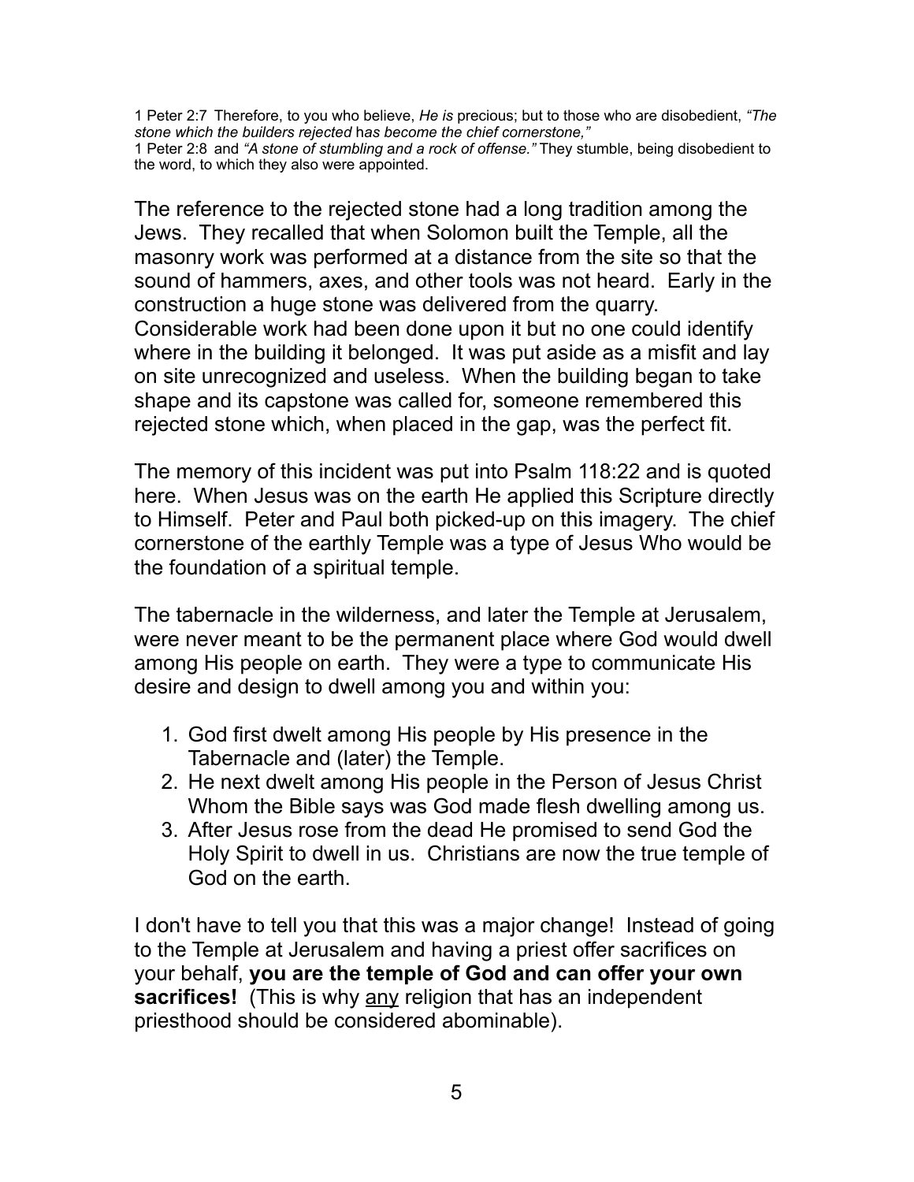1 Peter 2:7 Therefore, to you who believe, *He is* precious; but to those who are disobedient, *"The stone which the builders rejected* h*as become the chief cornerstone,"*
1 Peter 2:8 and *"A stone of stumbling* a*nd a rock of offense."* They stumble, being disobedient to the word, to which they also were appointed.

The reference to the rejected stone had a long tradition among the Jews. They recalled that when Solomon built the Temple, all the masonry work was performed at a distance from the site so that the sound of hammers, axes, and other tools was not heard. Early in the construction a huge stone was delivered from the quarry. Considerable work had been done upon it but no one could identify where in the building it belonged. It was put aside as a misfit and lay on site unrecognized and useless. When the building began to take shape and its capstone was called for, someone remembered this rejected stone which, when placed in the gap, was the perfect fit.

The memory of this incident was put into Psalm 118:22 and is quoted here. When Jesus was on the earth He applied this Scripture directly to Himself. Peter and Paul both picked-up on this imagery. The chief cornerstone of the earthly Temple was a type of Jesus Who would be the foundation of a spiritual temple.

The tabernacle in the wilderness, and later the Temple at Jerusalem, were never meant to be the permanent place where God would dwell among His people on earth. They were a type to communicate His desire and design to dwell among you and within you:

1. God first dwelt among His people by His presence in the Tabernacle and (later) the Temple.
2. He next dwelt among His people in the Person of Jesus Christ Whom the Bible says was God made flesh dwelling among us.
3. After Jesus rose from the dead He promised to send God the Holy Spirit to dwell in us. Christians are now the true temple of God on the earth.

I don't have to tell you that this was a major change! Instead of going to the Temple at Jerusalem and having a priest offer sacrifices on your behalf, **you are the temple of God and can offer your own sacrifices!** (This is why <u>any</u> religion that has an independent priesthood should be considered abominable).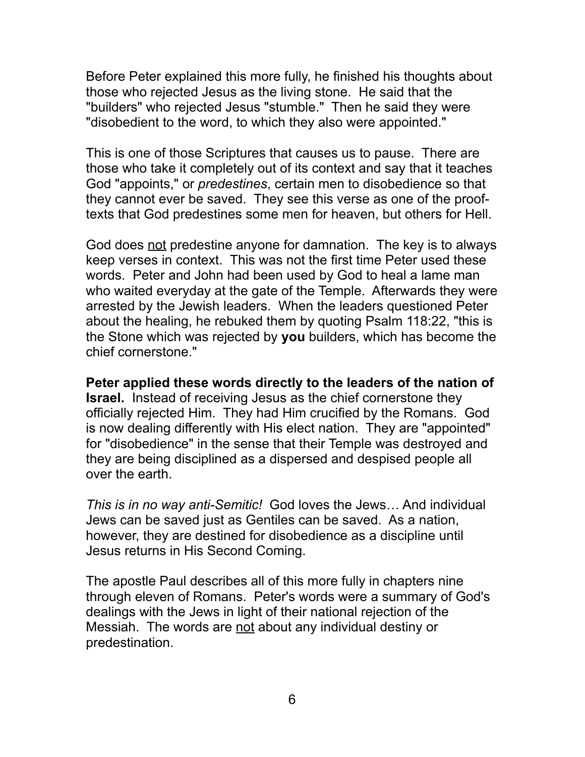Before Peter explained this more fully, he finished his thoughts about those who rejected Jesus as the living stone. He said that the "builders" who rejected Jesus "stumble." Then he said they were "disobedient to the word, to which they also were appointed."

This is one of those Scriptures that causes us to pause. There are those who take it completely out of its context and say that it teaches God "appoints," or *predestines*, certain men to disobedience so that they cannot ever be saved. They see this verse as one of the proof-texts that God predestines some men for heaven, but others for Hell.

God does <u>not</u> predestine anyone for damnation. The key is to always keep verses in context. This was not the first time Peter used these words. Peter and John had been used by God to heal a lame man who waited everyday at the gate of the Temple. Afterwards they were arrested by the Jewish leaders. When the leaders questioned Peter about the healing, he rebuked them by quoting Psalm 118:22, "this is the Stone which was rejected by **you** builders, which has become the chief cornerstone."

**Peter applied these words directly to the leaders of the nation of Israel.** Instead of receiving Jesus as the chief cornerstone they officially rejected Him. They had Him crucified by the Romans. God is now dealing differently with His elect nation. They are "appointed" for "disobedience" in the sense that their Temple was destroyed and they are being disciplined as a dispersed and despised people all over the earth.

*This is in no way anti-Semitic!* God loves the Jews… And individual Jews can be saved just as Gentiles can be saved. As a nation, however, they are destined for disobedience as a discipline until Jesus returns in His Second Coming.

The apostle Paul describes all of this more fully in chapters nine through eleven of Romans. Peter's words were a summary of God's dealings with the Jews in light of their national rejection of the Messiah. The words are <u>not</u> about any individual destiny or predestination.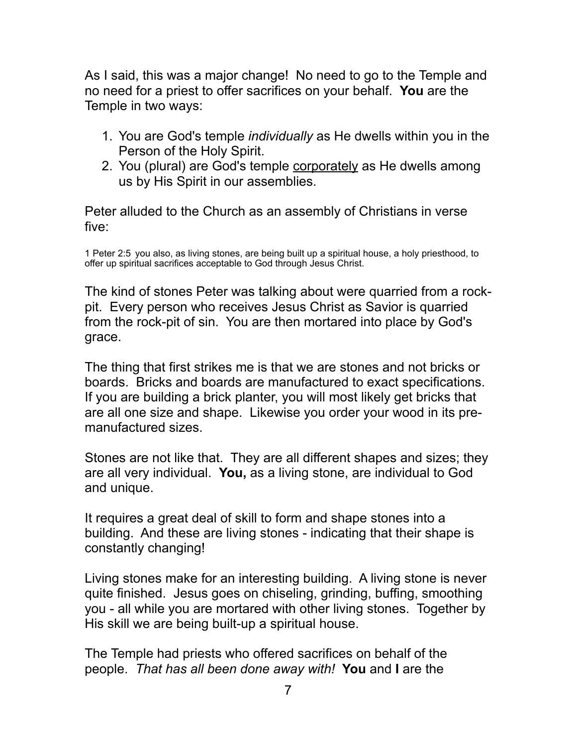As I said, this was a major change! No need to go to the Temple and no need for a priest to offer sacrifices on your behalf. **You** are the Temple in two ways:

1. You are God's temple *individually* as He dwells within you in the Person of the Holy Spirit.
2. You (plural) are God's temple <u>corporately</u> as He dwells among us by His Spirit in our assemblies.

Peter alluded to the Church as an assembly of Christians in verse five:

1 Peter 2:5 you also, as living stones, are being built up a spiritual house, a holy priesthood, to offer up spiritual sacrifices acceptable to God through Jesus Christ.

The kind of stones Peter was talking about were quarried from a rock-pit. Every person who receives Jesus Christ as Savior is quarried from the rock-pit of sin. You are then mortared into place by God's grace.

The thing that first strikes me is that we are stones and not bricks or boards. Bricks and boards are manufactured to exact specifications. If you are building a brick planter, you will most likely get bricks that are all one size and shape. Likewise you order your wood in its pre-manufactured sizes.

Stones are not like that. They are all different shapes and sizes; they are all very individual. **You,** as a living stone, are individual to God and unique.

It requires a great deal of skill to form and shape stones into a building. And these are living stones - indicating that their shape is constantly changing!

Living stones make for an interesting building. A living stone is never quite finished. Jesus goes on chiseling, grinding, buffing, smoothing you - all while you are mortared with other living stones. Together by His skill we are being built-up a spiritual house.

The Temple had priests who offered sacrifices on behalf of the people. *That has all been done away with!* **You** and **I** are the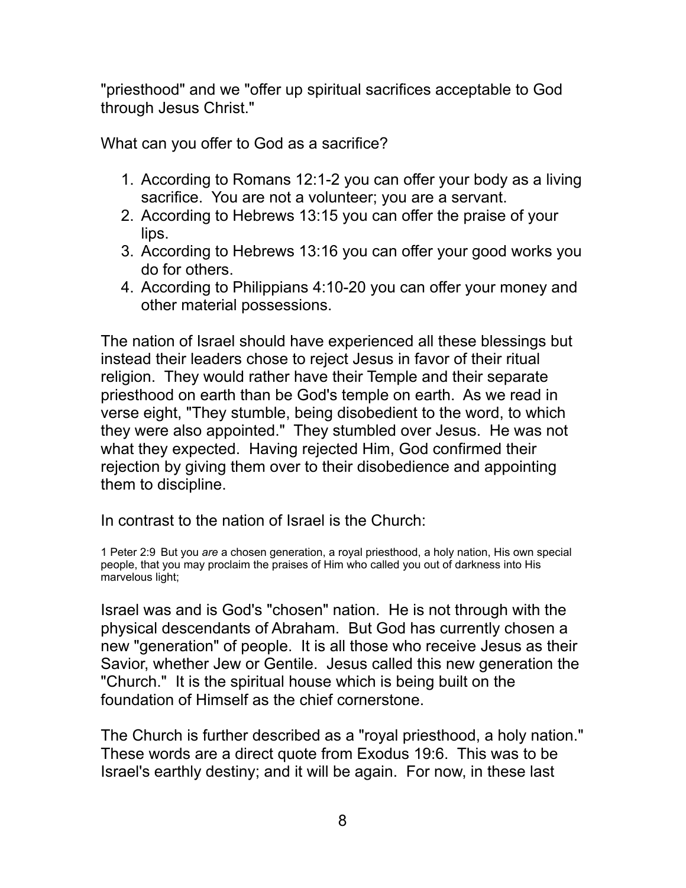"priesthood" and we "offer up spiritual sacrifices acceptable to God through Jesus Christ."

What can you offer to God as a sacrifice?

1. According to Romans 12:1-2 you can offer your body as a living sacrifice. You are not a volunteer; you are a servant.
2. According to Hebrews 13:15 you can offer the praise of your lips.
3. According to Hebrews 13:16 you can offer your good works you do for others.
4. According to Philippians 4:10-20 you can offer your money and other material possessions.

The nation of Israel should have experienced all these blessings but instead their leaders chose to reject Jesus in favor of their ritual religion. They would rather have their Temple and their separate priesthood on earth than be God's temple on earth. As we read in verse eight, "They stumble, being disobedient to the word, to which they were also appointed." They stumbled over Jesus. He was not what they expected. Having rejected Him, God confirmed their rejection by giving them over to their disobedience and appointing them to discipline.

In contrast to the nation of Israel is the Church:

1 Peter 2:9 But you *are* a chosen generation, a royal priesthood, a holy nation, His own special people, that you may proclaim the praises of Him who called you out of darkness into His marvelous light;

Israel was and is God's "chosen" nation. He is not through with the physical descendants of Abraham. But God has currently chosen a new "generation" of people. It is all those who receive Jesus as their Savior, whether Jew or Gentile. Jesus called this new generation the "Church." It is the spiritual house which is being built on the foundation of Himself as the chief cornerstone.

The Church is further described as a "royal priesthood, a holy nation." These words are a direct quote from Exodus 19:6. This was to be Israel's earthly destiny; and it will be again. For now, in these last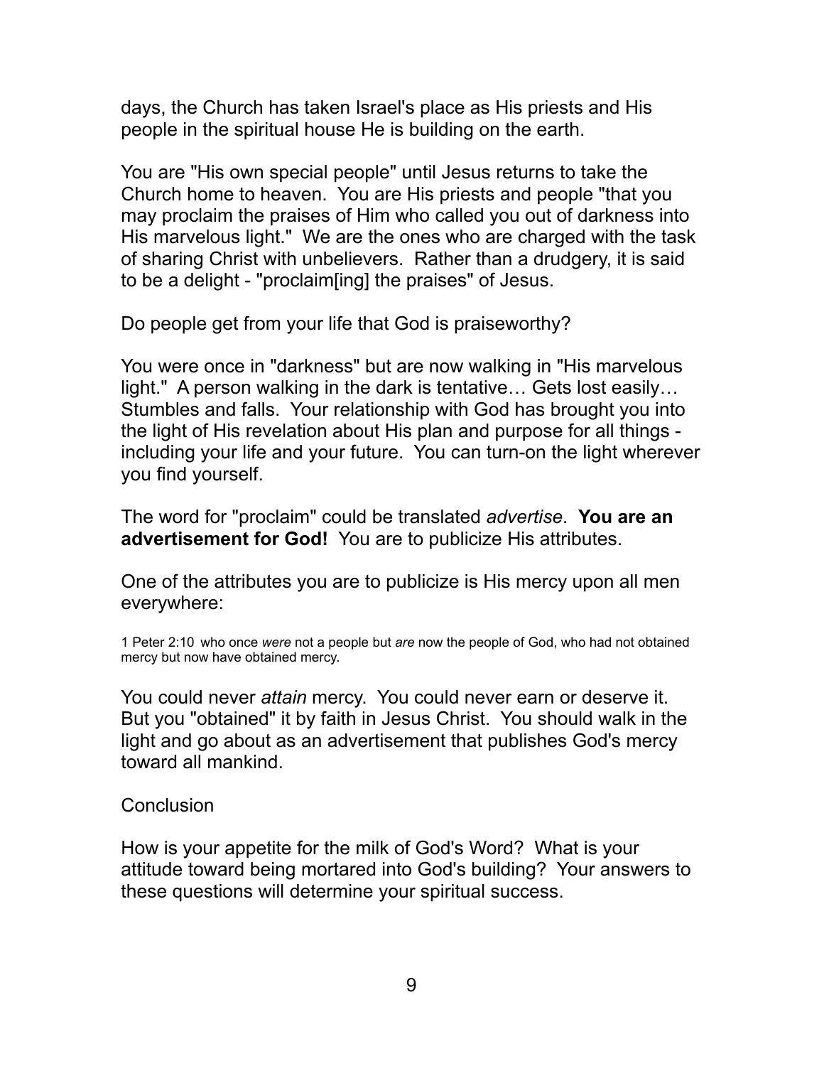days, the Church has taken Israel's place as His priests and His people in the spiritual house He is building on the earth.

You are "His own special people" until Jesus returns to take the Church home to heaven. You are His priests and people "that you may proclaim the praises of Him who called you out of darkness into His marvelous light." We are the ones who are charged with the task of sharing Christ with unbelievers. Rather than a drudgery, it is said to be a delight - "proclaim[ing] the praises" of Jesus.

Do people get from your life that God is praiseworthy?

You were once in "darkness" but are now walking in "His marvelous light." A person walking in the dark is tentative… Gets lost easily… Stumbles and falls. Your relationship with God has brought you into the light of His revelation about His plan and purpose for all things - including your life and your future. You can turn-on the light wherever you find yourself.

The word for "proclaim" could be translated *advertise*. **You are an advertisement for God!** You are to publicize His attributes.

One of the attributes you are to publicize is His mercy upon all men everywhere:

1 Peter 2:10 who once *were* not a people but *are* now the people of God, who had not obtained mercy but now have obtained mercy.

You could never *attain* mercy. You could never earn or deserve it. But you "obtained" it by faith in Jesus Christ. You should walk in the light and go about as an advertisement that publishes God's mercy toward all mankind.

Conclusion

How is your appetite for the milk of God's Word? What is your attitude toward being mortared into God's building? Your answers to these questions will determine your spiritual success.